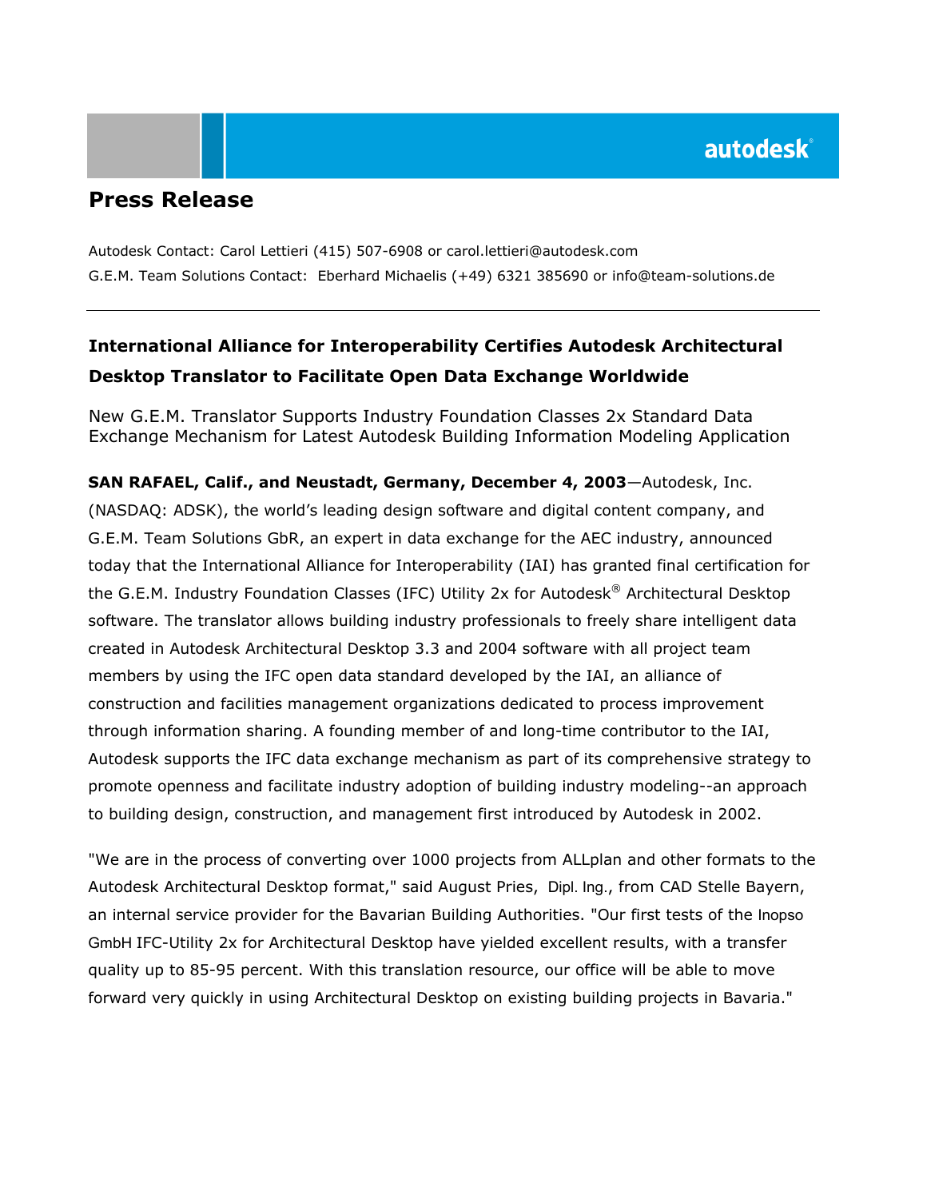# Press Release

Autodesk Contact: Carol Lettieri (415) 507-6908 or carol.lettieri@autodesk.com
G.E.M. Team Solutions Contact: Eberhard Michaelis (+49) 6321 385690 or info@team-solutions.de

---

## International Alliance for Interoperability Certifies Autodesk Architectural Desktop Translator to Facilitate Open Data Exchange Worldwide

New G.E.M. Translator Supports Industry Foundation Classes 2x Standard Data Exchange Mechanism for Latest Autodesk Building Information Modeling Application

**SAN RAFAEL, Calif., and Neustadt, Germany, December 4, 2003**—Autodesk, Inc. (NASDAQ: ADSK), the world's leading design software and digital content company, and G.E.M. Team Solutions GbR, an expert in data exchange for the AEC industry, announced today that the International Alliance for Interoperability (IAI) has granted final certification for the G.E.M. Industry Foundation Classes (IFC) Utility 2x for Autodesk® Architectural Desktop software. The translator allows building industry professionals to freely share intelligent data created in Autodesk Architectural Desktop 3.3 and 2004 software with all project team members by using the IFC open data standard developed by the IAI, an alliance of construction and facilities management organizations dedicated to process improvement through information sharing. A founding member of and long-time contributor to the IAI, Autodesk supports the IFC data exchange mechanism as part of its comprehensive strategy to promote openness and facilitate industry adoption of building industry modeling--an approach to building design, construction, and management first introduced by Autodesk in 2002.

"We are in the process of converting over 1000 projects from ALLplan and other formats to the Autodesk Architectural Desktop format," said August Pries, Dipl. Ing., from CAD Stelle Bayern, an internal service provider for the Bavarian Building Authorities. "Our first tests of the Inopso GmbH IFC-Utility 2x for Architectural Desktop have yielded excellent results, with a transfer quality up to 85-95 percent. With this translation resource, our office will be able to move forward very quickly in using Architectural Desktop on existing building projects in Bavaria."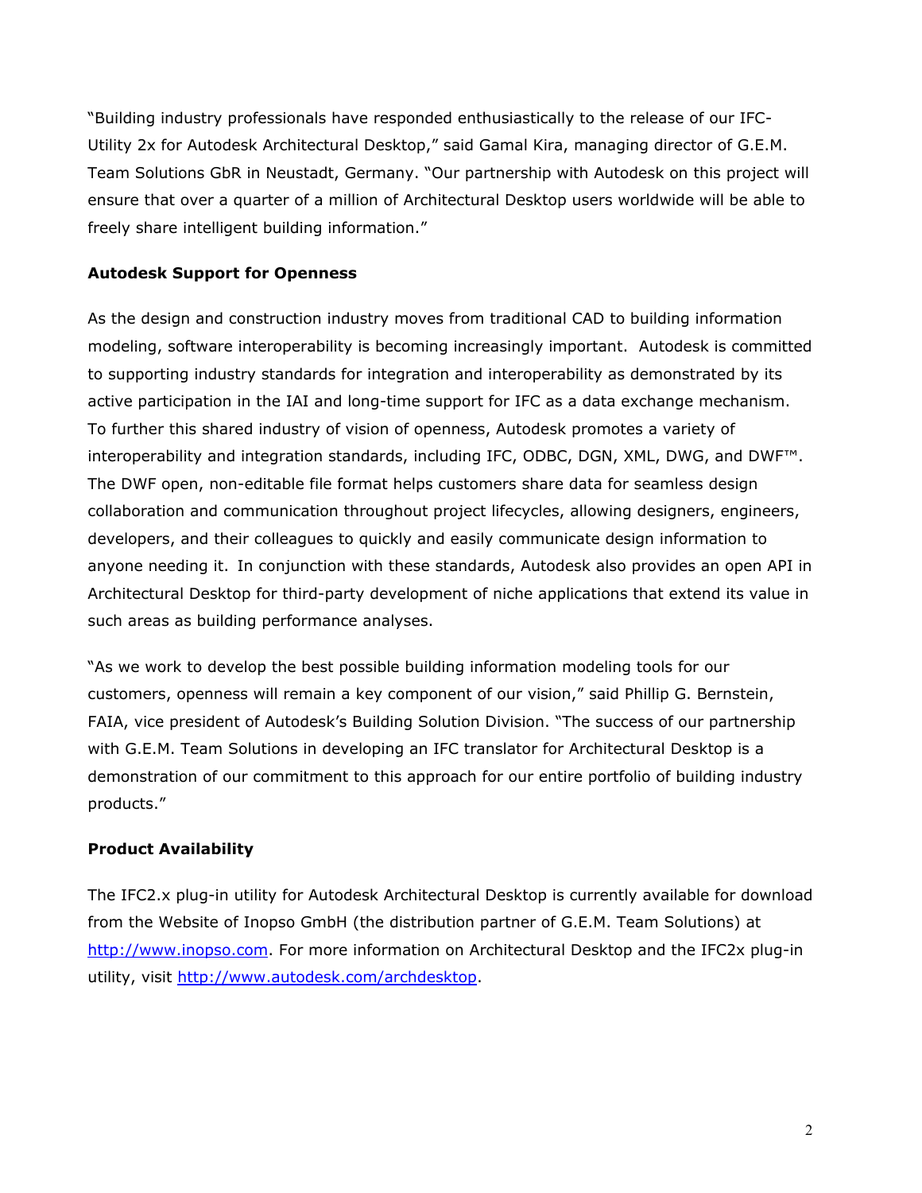"Building industry professionals have responded enthusiastically to the release of our IFC-Utility 2x for Autodesk Architectural Desktop," said Gamal Kira, managing director of G.E.M. Team Solutions GbR in Neustadt, Germany. "Our partnership with Autodesk on this project will ensure that over a quarter of a million of Architectural Desktop users worldwide will be able to freely share intelligent building information."

**Autodesk Support for Openness**

As the design and construction industry moves from traditional CAD to building information modeling, software interoperability is becoming increasingly important. Autodesk is committed to supporting industry standards for integration and interoperability as demonstrated by its active participation in the IAI and long-time support for IFC as a data exchange mechanism. To further this shared industry of vision of openness, Autodesk promotes a variety of interoperability and integration standards, including IFC, ODBC, DGN, XML, DWG, and DWF™. The DWF open, non-editable file format helps customers share data for seamless design collaboration and communication throughout project lifecycles, allowing designers, engineers, developers, and their colleagues to quickly and easily communicate design information to anyone needing it. In conjunction with these standards, Autodesk also provides an open API in Architectural Desktop for third-party development of niche applications that extend its value in such areas as building performance analyses.

"As we work to develop the best possible building information modeling tools for our customers, openness will remain a key component of our vision," said Phillip G. Bernstein, FAIA, vice president of Autodesk's Building Solution Division. "The success of our partnership with G.E.M. Team Solutions in developing an IFC translator for Architectural Desktop is a demonstration of our commitment to this approach for our entire portfolio of building industry products."

**Product Availability**

The IFC2.x plug-in utility for Autodesk Architectural Desktop is currently available for download from the Website of Inopso GmbH (the distribution partner of G.E.M. Team Solutions) at http://www.inopso.com. For more information on Architectural Desktop and the IFC2x plug-in utility, visit http://www.autodesk.com/archdesktop.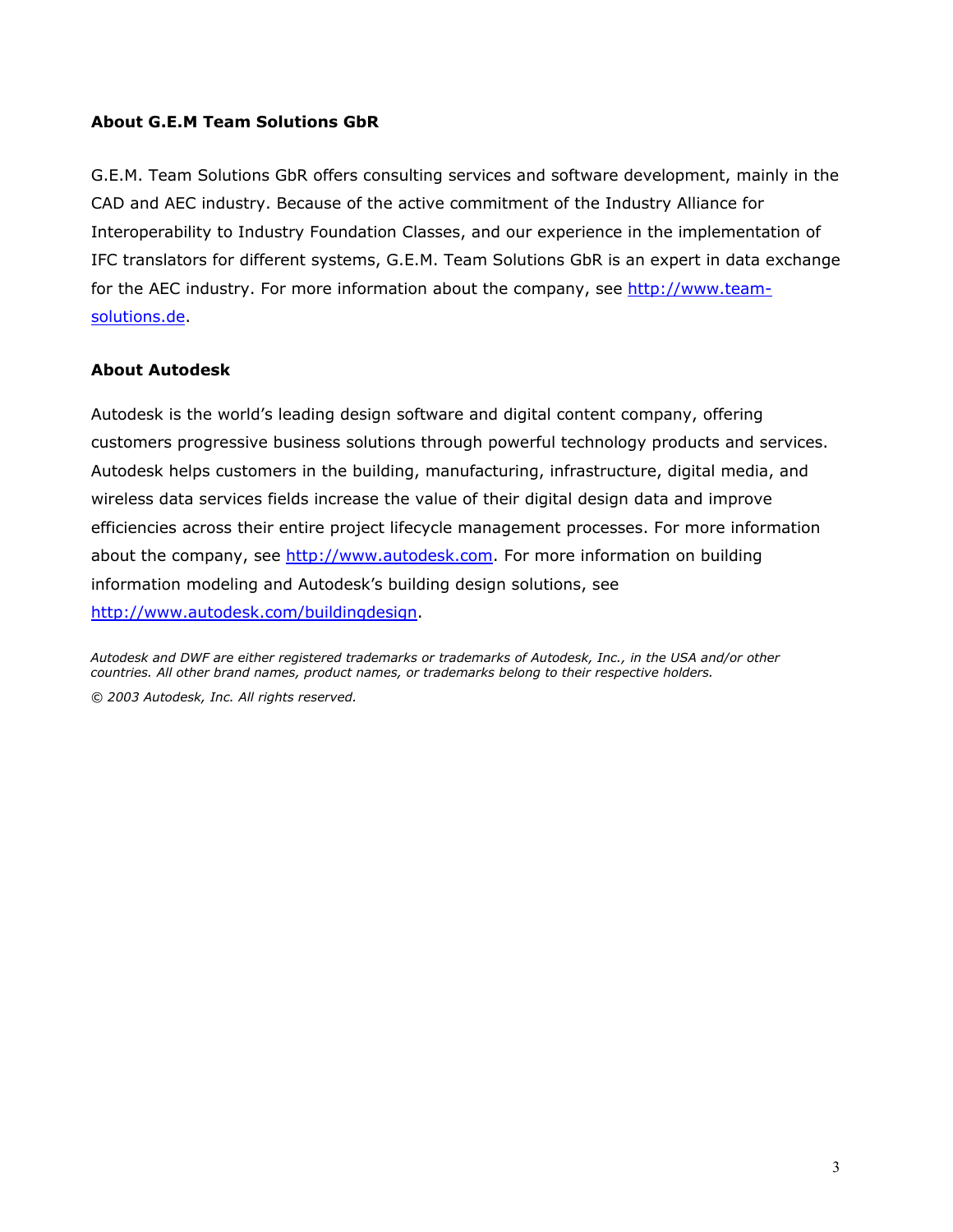### About G.E.M Team Solutions GbR

G.E.M. Team Solutions GbR offers consulting services and software development, mainly in the CAD and AEC industry. Because of the active commitment of the Industry Alliance for Interoperability to Industry Foundation Classes, and our experience in the implementation of IFC translators for different systems, G.E.M. Team Solutions GbR is an expert in data exchange for the AEC industry. For more information about the company, see http://www.team-solutions.de.

### About Autodesk

Autodesk is the world's leading design software and digital content company, offering customers progressive business solutions through powerful technology products and services. Autodesk helps customers in the building, manufacturing, infrastructure, digital media, and wireless data services fields increase the value of their digital design data and improve efficiencies across their entire project lifecycle management processes. For more information about the company, see http://www.autodesk.com. For more information on building information modeling and Autodesk's building design solutions, see http://www.autodesk.com/buildingdesign.

*Autodesk and DWF are either registered trademarks or trademarks of Autodesk, Inc., in the USA and/or other countries. All other brand names, product names, or trademarks belong to their respective holders.*

*© 2003 Autodesk, Inc. All rights reserved.*